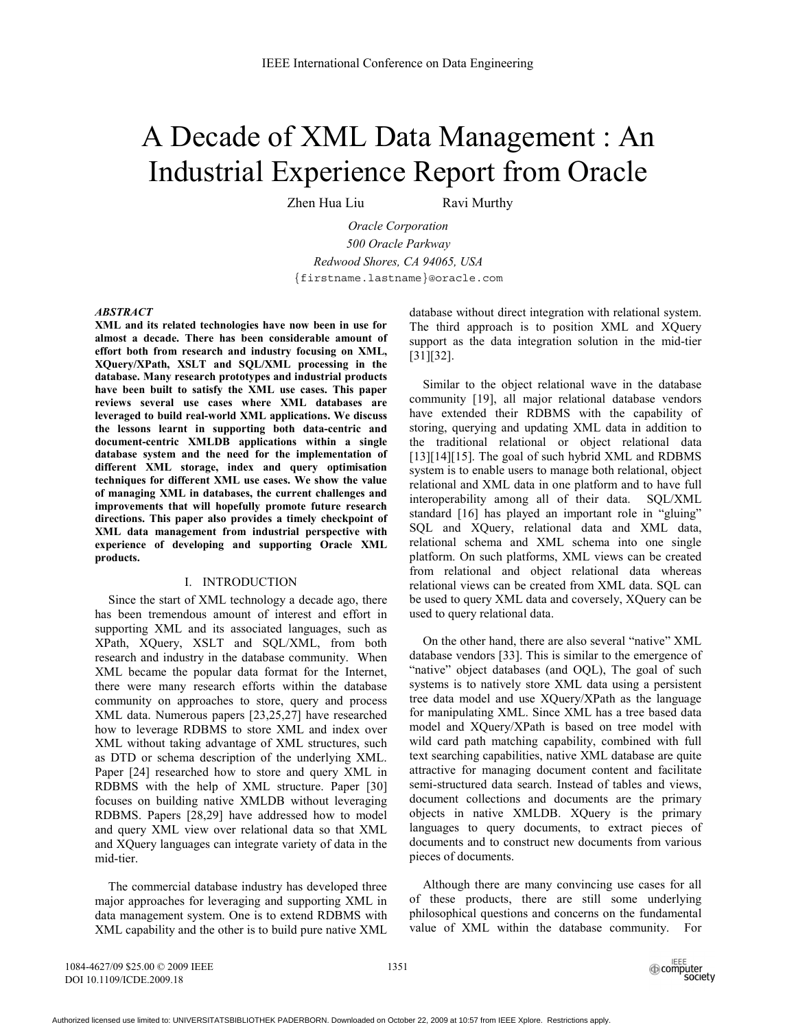# A Decade of XML Data Management : An Industrial Experience Report from Oracle

Zhen Hua Liu Ravi Murthy

*Oracle Corporation*
*500 Oracle Parkway*
*Redwood Shores, CA 94065, USA*
{firstname.lastname}@oracle.com

***ABSTRACT***

**XML and its related technologies have now been in use for almost a decade. There has been considerable amount of effort both from research and industry focusing on XML, XQuery/XPath, XSLT and SQL/XML processing in the database. Many research prototypes and industrial products have been built to satisfy the XML use cases. This paper reviews several use cases where XML databases are leveraged to build real-world XML applications. We discuss the lessons learnt in supporting both data-centric and document-centric XMLDB applications within a single database system and the need for the implementation of different XML storage, index and query optimisation techniques for different XML use cases. We show the value of managing XML in databases, the current challenges and improvements that will hopefully promote future research directions. This paper also provides a timely checkpoint of XML data management from industrial perspective with experience of developing and supporting Oracle XML products.**

## I. INTRODUCTION

Since the start of XML technology a decade ago, there has been tremendous amount of interest and effort in supporting XML and its associated languages, such as XPath, XQuery, XSLT and SQL/XML, from both research and industry in the database community. When XML became the popular data format for the Internet, there were many research efforts within the database community on approaches to store, query and process XML data. Numerous papers [23,25,27] have researched how to leverage RDBMS to store XML and index over XML without taking advantage of XML structures, such as DTD or schema description of the underlying XML. Paper [24] researched how to store and query XML in RDBMS with the help of XML structure. Paper [30] focuses on building native XMLDB without leveraging RDBMS. Papers [28,29] have addressed how to model and query XML view over relational data so that XML and XQuery languages can integrate variety of data in the mid-tier.

The commercial database industry has developed three major approaches for leveraging and supporting XML in data management system. One is to extend RDBMS with XML capability and the other is to build pure native XML database without direct integration with relational system. The third approach is to position XML and XQuery support as the data integration solution in the mid-tier [31][32].

Similar to the object relational wave in the database community [19], all major relational database vendors have extended their RDBMS with the capability of storing, querying and updating XML data in addition to the traditional relational or object relational data [13][14][15]. The goal of such hybrid XML and RDBMS system is to enable users to manage both relational, object relational and XML data in one platform and to have full interoperability among all of their data. SQL/XML standard [16] has played an important role in "gluing" SQL and XQuery, relational data and XML data, relational schema and XML schema into one single platform. On such platforms, XML views can be created from relational and object relational data whereas relational views can be created from XML data. SQL can be used to query XML data and coversely, XQuery can be used to query relational data.

On the other hand, there are also several "native" XML database vendors [33]. This is similar to the emergence of "native" object databases (and OQL), The goal of such systems is to natively store XML data using a persistent tree data model and use XQuery/XPath as the language for manipulating XML. Since XML has a tree based data model and XQuery/XPath is based on tree model with wild card path matching capability, combined with full text searching capabilities, native XML database are quite attractive for managing document content and facilitate semi-structured data search. Instead of tables and views, document collections and documents are the primary objects in native XMLDB. XQuery is the primary languages to query documents, to extract pieces of documents and to construct new documents from various pieces of documents.

Although there are many convincing use cases for all of these products, there are still some underlying philosophical questions and concerns on the fundamental value of XML within the database community. For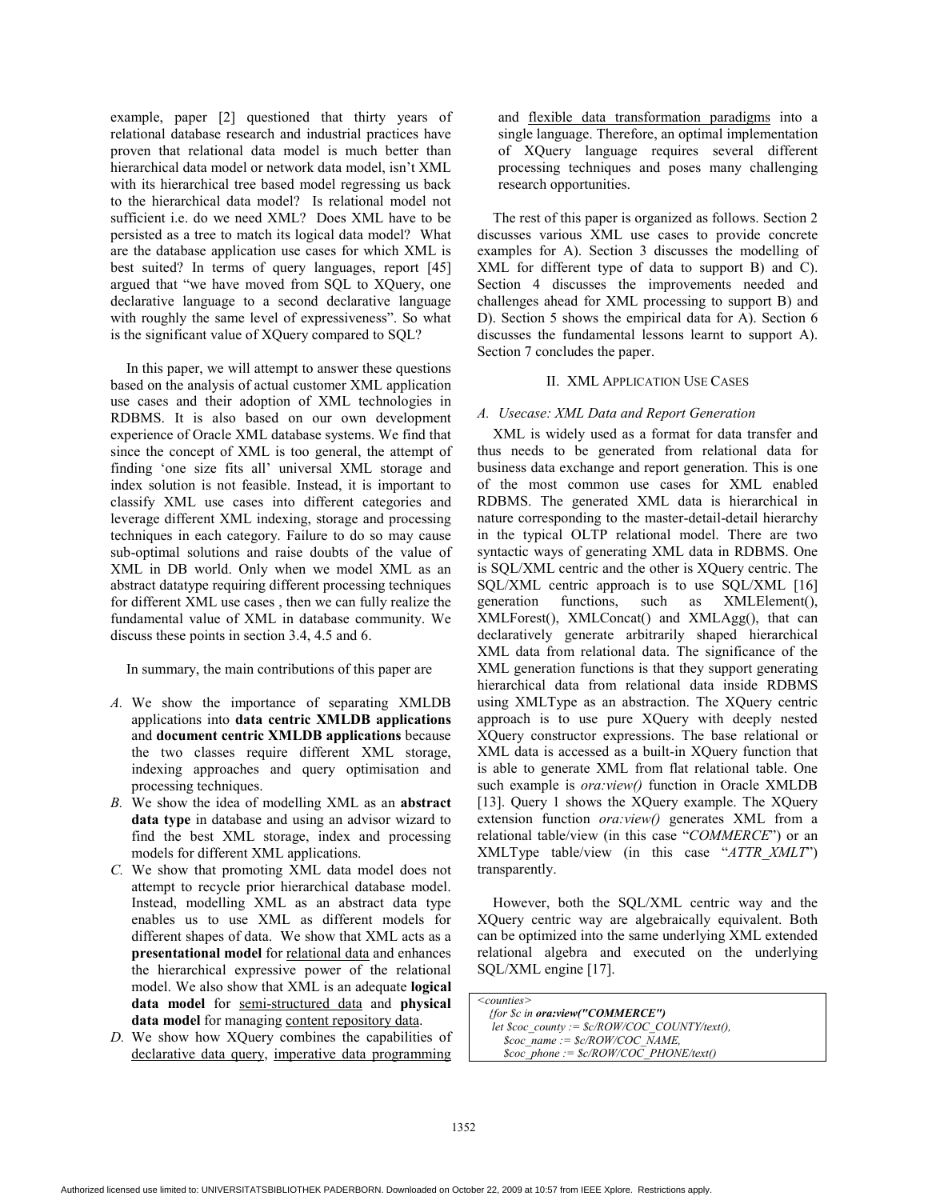example, paper [2] questioned that thirty years of relational database research and industrial practices have proven that relational data model is much better than hierarchical data model or network data model, isn't XML with its hierarchical tree based model regressing us back to the hierarchical data model? Is relational model not sufficient i.e. do we need XML? Does XML have to be persisted as a tree to match its logical data model? What are the database application use cases for which XML is best suited? In terms of query languages, report [45] argued that "we have moved from SQL to XQuery, one declarative language to a second declarative language with roughly the same level of expressiveness". So what is the significant value of XQuery compared to SQL?

In this paper, we will attempt to answer these questions based on the analysis of actual customer XML application use cases and their adoption of XML technologies in RDBMS. It is also based on our own development experience of Oracle XML database systems. We find that since the concept of XML is too general, the attempt of finding 'one size fits all' universal XML storage and index solution is not feasible. Instead, it is important to classify XML use cases into different categories and leverage different XML indexing, storage and processing techniques in each category. Failure to do so may cause sub-optimal solutions and raise doubts of the value of XML in DB world. Only when we model XML as an abstract datatype requiring different processing techniques for different XML use cases , then we can fully realize the fundamental value of XML in database community. We discuss these points in section 3.4, 4.5 and 6.

In summary, the main contributions of this paper are

*A.* We show the importance of separating XMLDB applications into **data centric XMLDB applications** and **document centric XMLDB applications** because the two classes require different XML storage, indexing approaches and query optimisation and processing techniques.

*B.* We show the idea of modelling XML as an **abstract data type** in database and using an advisor wizard to find the best XML storage, index and processing models for different XML applications.

*C.* We show that promoting XML data model does not attempt to recycle prior hierarchical database model. Instead, modelling XML as an abstract data type enables us to use XML as different models for different shapes of data. We show that XML acts as a **presentational model** for relational data and enhances the hierarchical expressive power of the relational model. We also show that XML is an adequate **logical data model** for semi-structured data and **physical data model** for managing content repository data.

*D.* We show how XQuery combines the capabilities of declarative data query, imperative data programming and flexible data transformation paradigms into a single language. Therefore, an optimal implementation of XQuery language requires several different processing techniques and poses many challenging research opportunities.

The rest of this paper is organized as follows. Section 2 discusses various XML use cases to provide concrete examples for A). Section 3 discusses the modelling of XML for different type of data to support B) and C). Section 4 discusses the improvements needed and challenges ahead for XML processing to support B) and D). Section 5 shows the empirical data for A). Section 6 discusses the fundamental lessons learnt to support A). Section 7 concludes the paper.

## II. XML Application Use Cases

### *A. Usecase: XML Data and Report Generation*

XML is widely used as a format for data transfer and thus needs to be generated from relational data for business data exchange and report generation. This is one of the most common use cases for XML enabled RDBMS. The generated XML data is hierarchical in nature corresponding to the master-detail-detail hierarchy in the typical OLTP relational model. There are two syntactic ways of generating XML data in RDBMS. One is SQL/XML centric and the other is XQuery centric. The SQL/XML centric approach is to use SQL/XML [16] generation functions, such as XMLElement(), XMLForest(), XMLConcat() and XMLAgg(), that can declaratively generate arbitrarily shaped hierarchical XML data from relational data. The significance of the XML generation functions is that they support generating hierarchical data from relational data inside RDBMS using XMLType as an abstraction. The XQuery centric approach is to use pure XQuery with deeply nested XQuery constructor expressions. The base relational or XML data is accessed as a built-in XQuery function that is able to generate XML from flat relational table. One such example is *ora:view()* function in Oracle XMLDB [13]. Query 1 shows the XQuery example. The XQuery extension function *ora:view()* generates XML from a relational table/view (in this case "*COMMERCE*") or an XMLType table/view (in this case "*ATTR_XMLT*") transparently.

However, both the SQL/XML centric way and the XQuery centric way are algebraically equivalent. Both can be optimized into the same underlying XML extended relational algebra and executed on the underlying SQL/XML engine [17].

```
<counties>
  {for $c in ora:view("COMMERCE")
  let $coc_county := $c/ROW/COC_COUNTY/text(),
      $coc_name := $c/ROW/COC_NAME,
      $coc_phone := $c/ROW/COC_PHONE/text()
```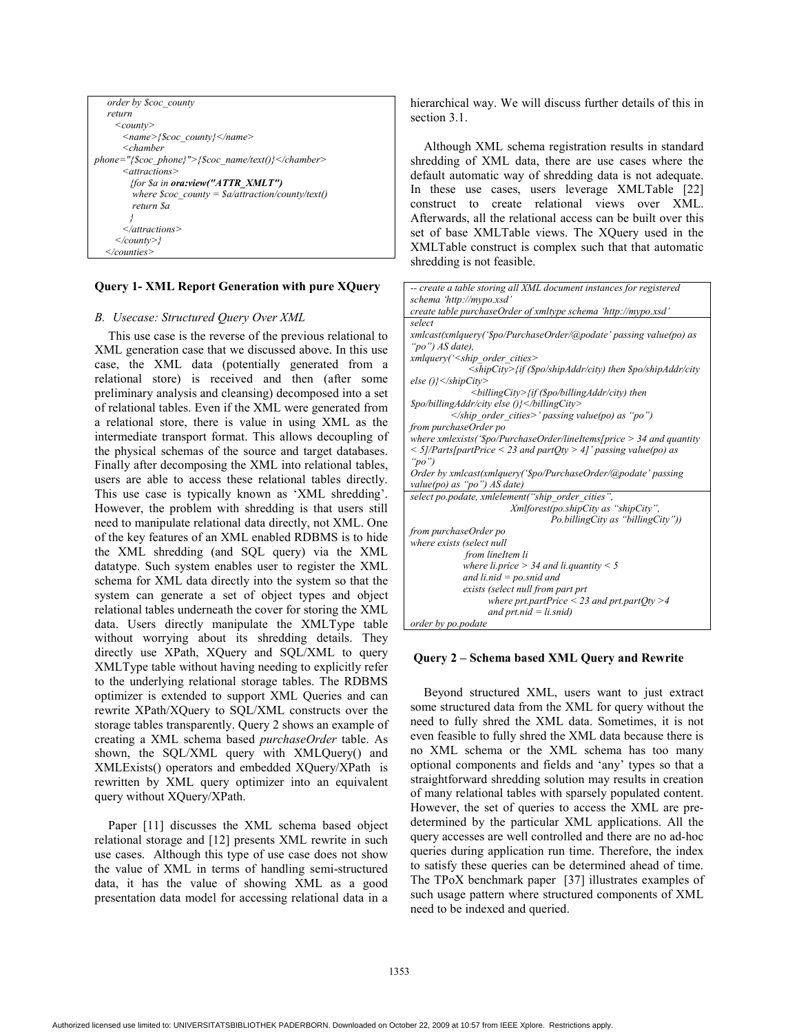```
    order by $coc_county
    return
      <county>
        <name>{$coc_county}</name>
        <chamber
phone="{$coc_phone}">{$coc_name/text()}</chamber>
        <attractions>
          {for $a in ora:view("ATTR_XMLT")
           where $coc_county = $a/attraction/county/text()
           return $a
          }
        </attractions>
      </county>}
  </counties>
```

**Query 1- XML Report Generation with pure XQuery**

*B. Usecase: Structured Query Over XML*

This use case is the reverse of the previous relational to XML generation case that we discussed above. In this use case, the XML data (potentially generated from a relational store) is received and then (after some preliminary analysis and cleansing) decomposed into a set of relational tables. Even if the XML were generated from a relational store, there is value in using XML as the intermediate transport format. This allows decoupling of the physical schemas of the source and target databases. Finally after decomposing the XML into relational tables, users are able to access these relational tables directly. This use case is typically known as 'XML shredding'. However, the problem with shredding is that users still need to manipulate relational data directly, not XML. One of the key features of an XML enabled RDBMS is to hide the XML shredding (and SQL query) via the XML datatype. Such system enables user to register the XML schema for XML data directly into the system so that the system can generate a set of object types and object relational tables underneath the cover for storing the XML data. Users directly manipulate the XMLType table without worrying about its shredding details. They directly use XPath, XQuery and SQL/XML to query XMLType table without having needing to explicitly refer to the underlying relational storage tables. The RDBMS optimizer is extended to support XML Queries and can rewrite XPath/XQuery to SQL/XML constructs over the storage tables transparently. Query 2 shows an example of creating a XML schema based *purchaseOrder* table. As shown, the SQL/XML query with XMLQuery() and XMLExists() operators and embedded XQuery/XPath is rewritten by XML query optimizer into an equivalent query without XQuery/XPath.

Paper [11] discusses the XML schema based object relational storage and [12] presents XML rewrite in such use cases. Although this type of use case does not show the value of XML in terms of handling semi-structured data, it has the value of showing XML as a good presentation data model for accessing relational data in a hierarchical way. We will discuss further details of this in section 3.1.

Although XML schema registration results in standard shredding of XML data, there are use cases where the default automatic way of shredding data is not adequate. In these use cases, users leverage XMLTable [22] construct to create relational views over XML. Afterwards, all the relational access can be built over this set of base XMLTable views. The XQuery used in the XMLTable construct is complex such that that automatic shredding is not feasible.

```
-- create a table storing all XML document instances for registered
schema 'http://mypo.xsd'
create table purchaseOrder of xmltype schema 'http://mypo.xsd'
```

```
select
xmlcast(xmlquery('$po/PurchaseOrder/@podate' passing value(po) as
"po") AS date),
xmlquery('<ship_order_cities>
              <shipCity>{if ($po/shipAddr/city) then $po/shipAddr/city
else ()}</shipCity>
              <billingCity>{if ($po/billingAddr/city) then
$po/billingAddr/city else ()}</billingCity>
          </ship_order_cities>' passing value(po) as "po")
from purchaseOrder po
where xmlexists('$po/PurchaseOrder/lineItems[price > 34 and quantity
< 5]/Parts[partPrice < 23 and partQty > 4]' passing value(po) as
"po")
Order by xmlcast(xmlquery('$po/PurchaseOrder/@podate' passing
value(po) as "po") AS date)
```

```
select po.podate, xmlelement("ship_order_cities",
                    Xmlforest(po.shipCity as "shipCity",
                              Po.billingCity as "billingCity"))
from purchaseOrder po
where exists (select null
              from lineItem li
              where li.price > 34 and li.quantity < 5
              and li.nid = po.snid and
              exists (select null from part prt
                      where prt.partPrice < 23 and prt.partQty >4
                      and prt.nid = li.snid)
order by po.podate
```

**Query 2 – Schema based XML Query and Rewrite**

Beyond structured XML, users want to just extract some structured data from the XML for query without the need to fully shred the XML data. Sometimes, it is not even feasible to fully shred the XML data because there is no XML schema or the XML schema has too many optional components and fields and 'any' types so that a straightforward shredding solution may results in creation of many relational tables with sparsely populated content. However, the set of queries to access the XML are pre-determined by the particular XML applications. All the query accesses are well controlled and there are no ad-hoc queries during application run time. Therefore, the index to satisfy these queries can be determined ahead of time. The TPoX benchmark paper [37] illustrates examples of such usage pattern where structured components of XML need to be indexed and queried.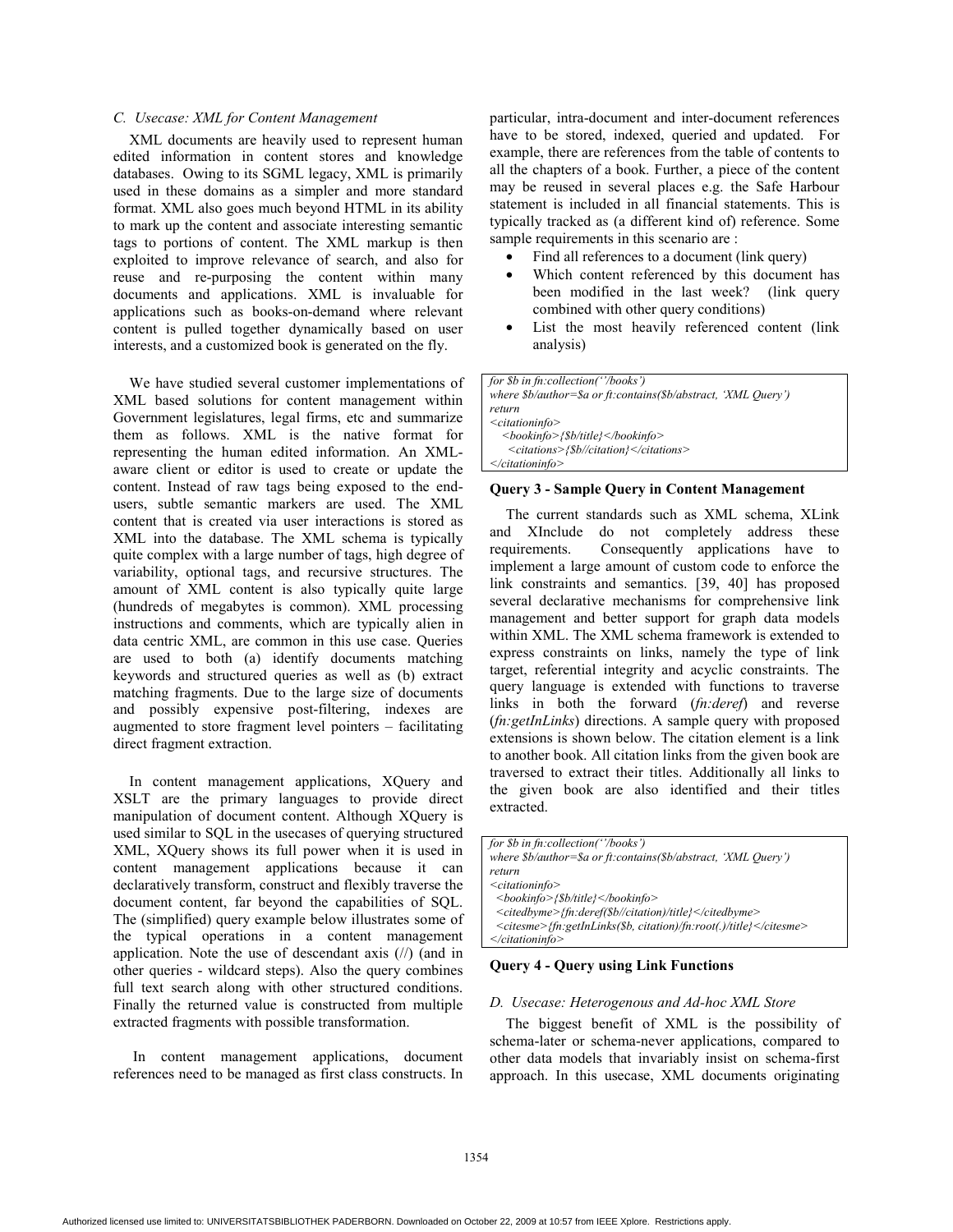### C. Usecase: XML for Content Management

XML documents are heavily used to represent human edited information in content stores and knowledge databases. Owing to its SGML legacy, XML is primarily used in these domains as a simpler and more standard format. XML also goes much beyond HTML in its ability to mark up the content and associate interesting semantic tags to portions of content. The XML markup is then exploited to improve relevance of search, and also for reuse and re-purposing the content within many documents and applications. XML is invaluable for applications such as books-on-demand where relevant content is pulled together dynamically based on user interests, and a customized book is generated on the fly.

We have studied several customer implementations of XML based solutions for content management within Government legislatures, legal firms, etc and summarize them as follows. XML is the native format for representing the human edited information. An XML-aware client or editor is used to create or update the content. Instead of raw tags being exposed to the end-users, subtle semantic markers are used. The XML content that is created via user interactions is stored as XML into the database. The XML schema is typically quite complex with a large number of tags, high degree of variability, optional tags, and recursive structures. The amount of XML content is also typically quite large (hundreds of megabytes is common). XML processing instructions and comments, which are typically alien in data centric XML, are common in this use case. Queries are used to both (a) identify documents matching keywords and structured queries as well as (b) extract matching fragments. Due to the large size of documents and possibly expensive post-filtering, indexes are augmented to store fragment level pointers – facilitating direct fragment extraction.

In content management applications, XQuery and XSLT are the primary languages to provide direct manipulation of document content. Although XQuery is used similar to SQL in the usecases of querying structured XML, XQuery shows its full power when it is used in content management applications because it can declaratively transform, construct and flexibly traverse the document content, far beyond the capabilities of SQL. The (simplified) query example below illustrates some of the typical operations in a content management application. Note the use of descendant axis (//) (and in other queries - wildcard steps). Also the query combines full text search along with other structured conditions. Finally the returned value is constructed from multiple extracted fragments with possible transformation.

In content management applications, document references need to be managed as first class constructs. In particular, intra-document and inter-document references have to be stored, indexed, queried and updated. For example, there are references from the table of contents to all the chapters of a book. Further, a piece of the content may be reused in several places e.g. the Safe Harbour statement is included in all financial statements. This is typically tracked as (a different kind of) reference. Some sample requirements in this scenario are :

- Find all references to a document (link query)
- Which content referenced by this document has been modified in the last week? (link query combined with other query conditions)
- List the most heavily referenced content (link analysis)

```
for $b in fn:collection(''/books')
where $b/author=$a or ft:contains($b/abstract, 'XML Query')
return
<citationinfo>
   <bookinfo>{$b/title}</bookinfo>
    <citations>{$b//citation}</citations>
</citationinfo>
```

**Query 3 - Sample Query in Content Management**

The current standards such as XML schema, XLink and XInclude do not completely address these requirements. Consequently applications have to implement a large amount of custom code to enforce the link constraints and semantics. [39, 40] has proposed several declarative mechanisms for comprehensive link management and better support for graph data models within XML. The XML schema framework is extended to express constraints on links, namely the type of link target, referential integrity and acyclic constraints. The query language is extended with functions to traverse links in both the forward (*fn:deref*) and reverse (*fn:getInLinks*) directions. A sample query with proposed extensions is shown below. The citation element is a link to another book. All citation links from the given book are traversed to extract their titles. Additionally all links to the given book are also identified and their titles extracted.

```
for $b in fn:collection(''/books')
where $b/author=$a or ft:contains($b/abstract, 'XML Query')
return
<citationinfo>
  <bookinfo>{$b/title}</bookinfo>
  <citedbyme>{fn:deref($b//citation)/title}</citedbyme>
  <citesme>{fn:getInLinks($b, citation)/fn:root(.)/title}</citesme>
</citationinfo>
```

**Query 4 - Query using Link Functions**

### D. Usecase: Heterogenous and Ad-hoc XML Store

The biggest benefit of XML is the possibility of schema-later or schema-never applications, compared to other data models that invariably insist on schema-first approach. In this usecase, XML documents originating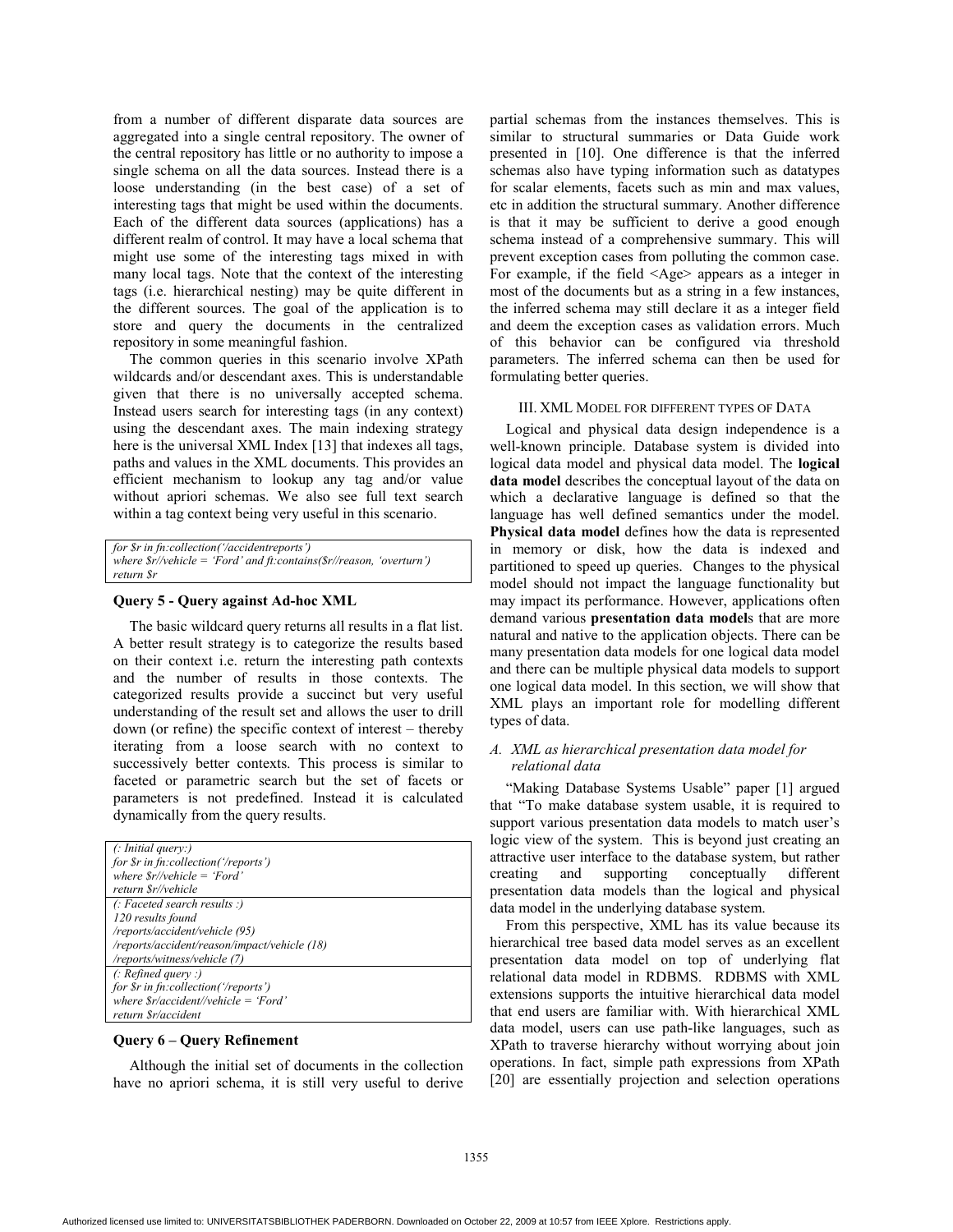from a number of different disparate data sources are aggregated into a single central repository. The owner of the central repository has little or no authority to impose a single schema on all the data sources. Instead there is a loose understanding (in the best case) of a set of interesting tags that might be used within the documents. Each of the different data sources (applications) has a different realm of control. It may have a local schema that might use some of the interesting tags mixed in with many local tags. Note that the context of the interesting tags (i.e. hierarchical nesting) may be quite different in the different sources. The goal of the application is to store and query the documents in the centralized repository in some meaningful fashion.

The common queries in this scenario involve XPath wildcards and/or descendant axes. This is understandable given that there is no universally accepted schema. Instead users search for interesting tags (in any context) using the descendant axes. The main indexing strategy here is the universal XML Index [13] that indexes all tags, paths and values in the XML documents. This provides an efficient mechanism to lookup any tag and/or value without apriori schemas. We also see full text search within a tag context being very useful in this scenario.

```
for $r in fn:collection('/accidentreports')
where $r//vehicle = 'Ford' and ft:contains($r//reason, 'overturn')
return $r
```

**Query 5 - Query against Ad-hoc XML**

The basic wildcard query returns all results in a flat list. A better result strategy is to categorize the results based on their context i.e. return the interesting path contexts and the number of results in those contexts. The categorized results provide a succinct but very useful understanding of the result set and allows the user to drill down (or refine) the specific context of interest – thereby iterating from a loose search with no context to successively better contexts. This process is similar to faceted or parametric search but the set of facets or parameters is not predefined. Instead it is calculated dynamically from the query results.

```
(: Initial query:)
for $r in fn:collection('/reports')
where $r//vehicle = 'Ford'
return $r//vehicle
```
```
(: Faceted search results :)
120 results found
/reports/accident/vehicle (95)
/reports/accident/reason/impact/vehicle (18)
/reports/witness/vehicle (7)
```
```
(: Refined query :)
for $r in fn:collection('/reports')
where $r/accident//vehicle = 'Ford'
return $r/accident
```

**Query 6 – Query Refinement**

Although the initial set of documents in the collection have no apriori schema, it is still very useful to derive partial schemas from the instances themselves. This is similar to structural summaries or Data Guide work presented in [10]. One difference is that the inferred schemas also have typing information such as datatypes for scalar elements, facets such as min and max values, etc in addition the structural summary. Another difference is that it may be sufficient to derive a good enough schema instead of a comprehensive summary. This will prevent exception cases from polluting the common case. For example, if the field <Age> appears as a integer in most of the documents but as a string in a few instances, the inferred schema may still declare it as a integer field and deem the exception cases as validation errors. Much of this behavior can be configured via threshold parameters. The inferred schema can then be used for formulating better queries.

## III. XML Model for different types of Data

Logical and physical data design independence is a well-known principle. Database system is divided into logical data model and physical data model. The **logical data model** describes the conceptual layout of the data on which a declarative language is defined so that the language has well defined semantics under the model. **Physical data model** defines how the data is represented in memory or disk, how the data is indexed and partitioned to speed up queries. Changes to the physical model should not impact the language functionality but may impact its performance. However, applications often demand various **presentation data model**s that are more natural and native to the application objects. There can be many presentation data models for one logical data model and there can be multiple physical data models to support one logical data model. In this section, we will show that XML plays an important role for modelling different types of data.

### *A. XML as hierarchical presentation data model for relational data*

"Making Database Systems Usable" paper [1] argued that "To make database system usable, it is required to support various presentation data models to match user's logic view of the system. This is beyond just creating an attractive user interface to the database system, but rather creating and supporting conceptually different presentation data models than the logical and physical data model in the underlying database system.

From this perspective, XML has its value because its hierarchical tree based data model serves as an excellent presentation data model on top of underlying flat relational data model in RDBMS. RDBMS with XML extensions supports the intuitive hierarchical data model that end users are familiar with. With hierarchical XML data model, users can use path-like languages, such as XPath to traverse hierarchy without worrying about join operations. In fact, simple path expressions from XPath [20] are essentially projection and selection operations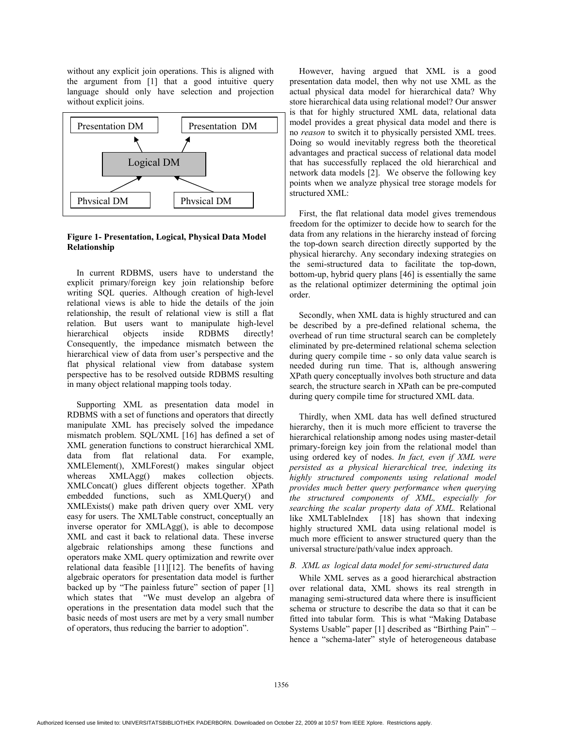without any explicit join operations. This is aligned with the argument from [1] that a good intuitive query language should only have selection and projection without explicit joins.

Presentation DM Presentation DM

Logical DM

Physical DM Physical DM

**Figure 1- Presentation, Logical, Physical Data Model Relationship**

In current RDBMS, users have to understand the explicit primary/foreign key join relationship before writing SQL queries. Although creation of high-level relational views is able to hide the details of the join relationship, the result of relational view is still a flat relation. But users want to manipulate high-level hierarchical objects inside RDBMS directly! Consequently, the impedance mismatch between the hierarchical view of data from user's perspective and the flat physical relational view from database system perspective has to be resolved outside RDBMS resulting in many object relational mapping tools today.

Supporting XML as presentation data model in RDBMS with a set of functions and operators that directly manipulate XML has precisely solved the impedance mismatch problem. SQL/XML [16] has defined a set of XML generation functions to construct hierarchical XML data from flat relational data. For example, XMLElement(), XMLForest() makes singular object whereas XMLAgg() makes collection objects. XMLConcat() glues different objects together. XPath embedded functions, such as XMLQuery() and XMLExists() make path driven query over XML very easy for users. The XMLTable construct, conceptually an inverse operator for XMLAgg(), is able to decompose XML and cast it back to relational data. These inverse algebraic relationships among these functions and operators make XML query optimization and rewrite over relational data feasible [11][12]. The benefits of having algebraic operators for presentation data model is further backed up by "The painless future" section of paper [1] which states that "We must develop an algebra of operations in the presentation data model such that the basic needs of most users are met by a very small number of operators, thus reducing the barrier to adoption".

However, having argued that XML is a good presentation data model, then why not use XML as the actual physical data model for hierarchical data? Why store hierarchical data using relational model? Our answer is that for highly structured XML data, relational data model provides a great physical data model and there is no *reason* to switch it to physically persisted XML trees. Doing so would inevitably regress both the theoretical advantages and practical success of relational data model that has successfully replaced the old hierarchical and network data models [2]. We observe the following key points when we analyze physical tree storage models for structured XML:

First, the flat relational data model gives tremendous freedom for the optimizer to decide how to search for the data from any relations in the hierarchy instead of forcing the top-down search direction directly supported by the physical hierarchy. Any secondary indexing strategies on the semi-structured data to facilitate the top-down, bottom-up, hybrid query plans [46] is essentially the same as the relational optimizer determining the optimal join order.

Secondly, when XML data is highly structured and can be described by a pre-defined relational schema, the overhead of run time structural search can be completely eliminated by pre-determined relational schema selection during query compile time - so only data value search is needed during run time. That is, although answering XPath query conceptually involves both structure and data search, the structure search in XPath can be pre-computed during query compile time for structured XML data.

Thirdly, when XML data has well defined structured hierarchy, then it is much more efficient to traverse the hierarchical relationship among nodes using master-detail primary-foreign key join from the relational model than using ordered key of nodes. *In fact, even if XML were persisted as a physical hierarchical tree, indexing its highly structured components using relational model provides much better query performance when querying the structured components of XML, especially for searching the scalar property data of XML.* Relational like XMLTableIndex [18] has shown that indexing highly structured XML data using relational model is much more efficient to answer structured query than the universal structure/path/value index approach.

### *B. XML as logical data model for semi-structured data*

While XML serves as a good hierarchical abstraction over relational data, XML shows its real strength in managing semi-structured data where there is insufficient schema or structure to describe the data so that it can be fitted into tabular form. This is what "Making Database Systems Usable" paper [1] described as "Birthing Pain" – hence a "schema-later" style of heterogeneous database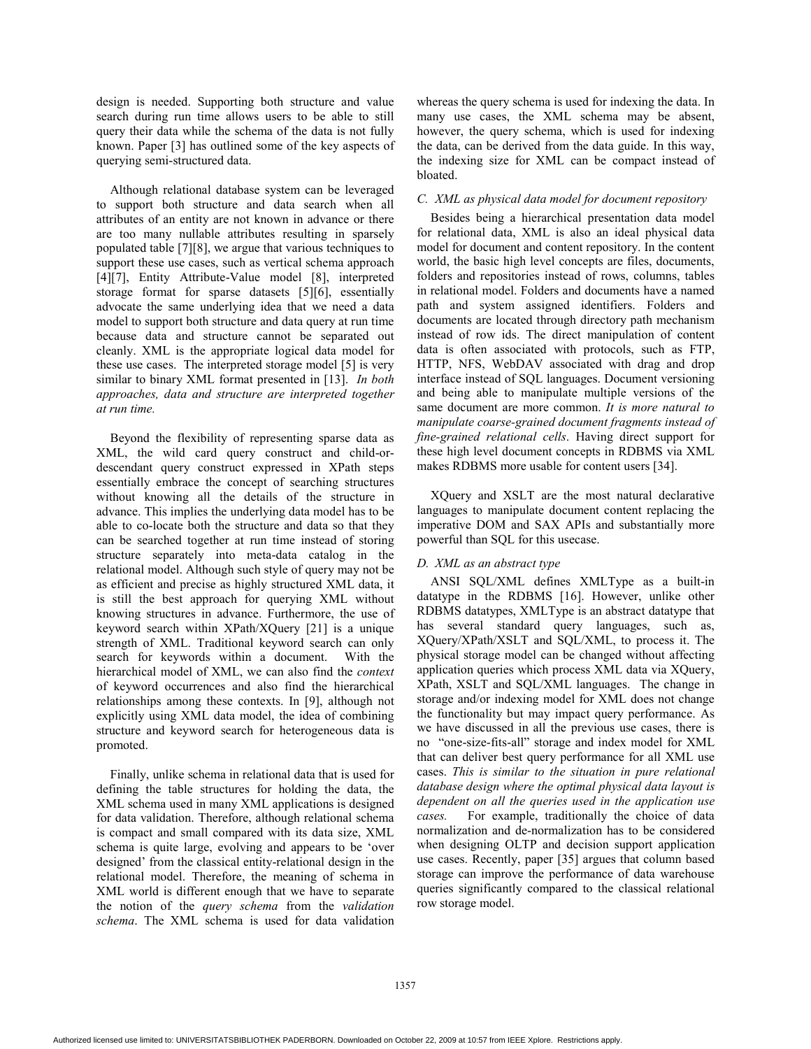design is needed. Supporting both structure and value search during run time allows users to be able to still query their data while the schema of the data is not fully known. Paper [3] has outlined some of the key aspects of querying semi-structured data.

Although relational database system can be leveraged to support both structure and data search when all attributes of an entity are not known in advance or there are too many nullable attributes resulting in sparsely populated table [7][8], we argue that various techniques to support these use cases, such as vertical schema approach [4][7], Entity Attribute-Value model [8], interpreted storage format for sparse datasets [5][6], essentially advocate the same underlying idea that we need a data model to support both structure and data query at run time because data and structure cannot be separated out cleanly. XML is the appropriate logical data model for these use cases. The interpreted storage model [5] is very similar to binary XML format presented in [13]. *In both approaches, data and structure are interpreted together at run time.*

Beyond the flexibility of representing sparse data as XML, the wild card query construct and child-or-descendant query construct expressed in XPath steps essentially embrace the concept of searching structures without knowing all the details of the structure in advance. This implies the underlying data model has to be able to co-locate both the structure and data so that they can be searched together at run time instead of storing structure separately into meta-data catalog in the relational model. Although such style of query may not be as efficient and precise as highly structured XML data, it is still the best approach for querying XML without knowing structures in advance. Furthermore, the use of keyword search within XPath/XQuery [21] is a unique strength of XML. Traditional keyword search can only search for keywords within a document. With the hierarchical model of XML, we can also find the *context* of keyword occurrences and also find the hierarchical relationships among these contexts. In [9], although not explicitly using XML data model, the idea of combining structure and keyword search for heterogeneous data is promoted.

Finally, unlike schema in relational data that is used for defining the table structures for holding the data, the XML schema used in many XML applications is designed for data validation. Therefore, although relational schema is compact and small compared with its data size, XML schema is quite large, evolving and appears to be 'over designed' from the classical entity-relational design in the relational model. Therefore, the meaning of schema in XML world is different enough that we have to separate the notion of the *query schema* from the *validation schema*. The XML schema is used for data validation whereas the query schema is used for indexing the data. In many use cases, the XML schema may be absent, however, the query schema, which is used for indexing the data, can be derived from the data guide. In this way, the indexing size for XML can be compact instead of bloated.

### *C. XML as physical data model for document repository*

Besides being a hierarchical presentation data model for relational data, XML is also an ideal physical data model for document and content repository. In the content world, the basic high level concepts are files, documents, folders and repositories instead of rows, columns, tables in relational model. Folders and documents have a named path and system assigned identifiers. Folders and documents are located through directory path mechanism instead of row ids. The direct manipulation of content data is often associated with protocols, such as FTP, HTTP, NFS, WebDAV associated with drag and drop interface instead of SQL languages. Document versioning and being able to manipulate multiple versions of the same document are more common. *It is more natural to manipulate coarse-grained document fragments instead of fine-grained relational cells*. Having direct support for these high level document concepts in RDBMS via XML makes RDBMS more usable for content users [34].

XQuery and XSLT are the most natural declarative languages to manipulate document content replacing the imperative DOM and SAX APIs and substantially more powerful than SQL for this usecase.

### *D. XML as an abstract type*

ANSI SQL/XML defines XMLType as a built-in datatype in the RDBMS [16]. However, unlike other RDBMS datatypes, XMLType is an abstract datatype that has several standard query languages, such as, XQuery/XPath/XSLT and SQL/XML, to process it. The physical storage model can be changed without affecting application queries which process XML data via XQuery, XPath, XSLT and SQL/XML languages. The change in storage and/or indexing model for XML does not change the functionality but may impact query performance. As we have discussed in all the previous use cases, there is no "one-size-fits-all" storage and index model for XML that can deliver best query performance for all XML use cases. *This is similar to the situation in pure relational database design where the optimal physical data layout is dependent on all the queries used in the application use cases.* For example, traditionally the choice of data normalization and de-normalization has to be considered when designing OLTP and decision support application use cases. Recently, paper [35] argues that column based storage can improve the performance of data warehouse queries significantly compared to the classical relational row storage model.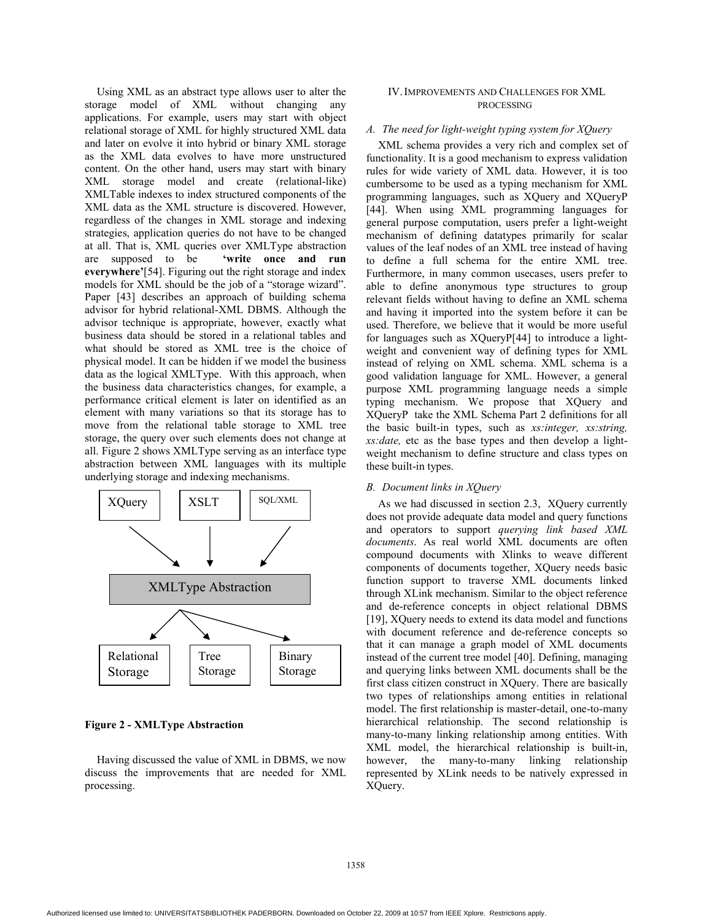Using XML as an abstract type allows user to alter the storage model of XML without changing any applications. For example, users may start with object relational storage of XML for highly structured XML data and later on evolve it into hybrid or binary XML storage as the XML data evolves to have more unstructured content. On the other hand, users may start with binary XML storage model and create (relational-like) XMLTable indexes to index structured components of the XML data as the XML structure is discovered. However, regardless of the changes in XML storage and indexing strategies, application queries do not have to be changed at all. That is, XML queries over XMLType abstraction are supposed to be **'write once and run everywhere'**[54]. Figuring out the right storage and index models for XML should be the job of a "storage wizard". Paper [43] describes an approach of building schema advisor for hybrid relational-XML DBMS. Although the advisor technique is appropriate, however, exactly what business data should be stored in a relational tables and what should be stored as XML tree is the choice of physical model. It can be hidden if we model the business data as the logical XMLType. With this approach, when the business data characteristics changes, for example, a performance critical element is later on identified as an element with many variations so that its storage has to move from the relational table storage to XML tree storage, the query over such elements does not change at all. Figure 2 shows XMLType serving as an interface type abstraction between XML languages with its multiple underlying storage and indexing mechanisms.

XQuery | XSLT | SQL/XML → XMLType Abstraction → Relational Storage | Tree Storage | Binary Storage

**Figure 2 - XMLType Abstraction**

Having discussed the value of XML in DBMS, we now discuss the improvements that are needed for XML processing.

## IV. Improvements and Challenges for XML Processing

### *A. The need for light-weight typing system for XQuery*

XML schema provides a very rich and complex set of functionality. It is a good mechanism to express validation rules for wide variety of XML data. However, it is too cumbersome to be used as a typing mechanism for XML programming languages, such as XQuery and XQueryP [44]. When using XML programming languages for general purpose computation, users prefer a light-weight mechanism of defining datatypes primarily for scalar values of the leaf nodes of an XML tree instead of having to define a full schema for the entire XML tree. Furthermore, in many common usecases, users prefer to able to define anonymous type structures to group relevant fields without having to define an XML schema and having it imported into the system before it can be used. Therefore, we believe that it would be more useful for languages such as XQueryP[44] to introduce a light-weight and convenient way of defining types for XML instead of relying on XML schema. XML schema is a good validation language for XML. However, a general purpose XML programming language needs a simple typing mechanism. We propose that XQuery and XQueryP take the XML Schema Part 2 definitions for all the basic built-in types, such as *xs:integer, xs:string, xs:date,* etc as the base types and then develop a light-weight mechanism to define structure and class types on these built-in types.

### *B. Document links in XQuery*

As we had discussed in section 2.3, XQuery currently does not provide adequate data model and query functions and operators to support *querying link based XML documents*. As real world XML documents are often compound documents with Xlinks to weave different components of documents together, XQuery needs basic function support to traverse XML documents linked through XLink mechanism. Similar to the object reference and de-reference concepts in object relational DBMS [19], XQuery needs to extend its data model and functions with document reference and de-reference concepts so that it can manage a graph model of XML documents instead of the current tree model [40]. Defining, managing and querying links between XML documents shall be the first class citizen construct in XQuery. There are basically two types of relationships among entities in relational model. The first relationship is master-detail, one-to-many hierarchical relationship. The second relationship is many-to-many linking relationship among entities. With XML model, the hierarchical relationship is built-in, however, the many-to-many linking relationship represented by XLink needs to be natively expressed in XQuery.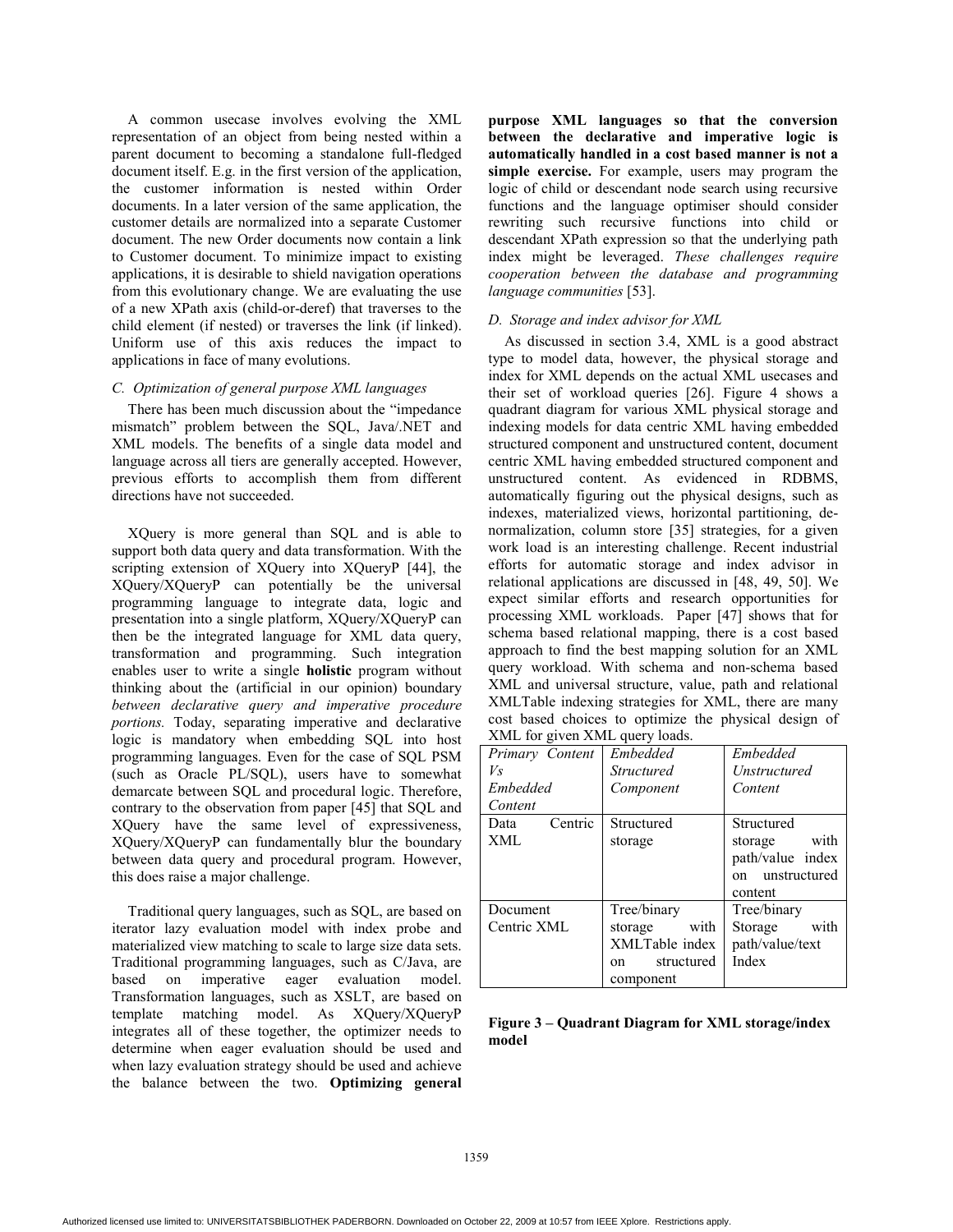A common usecase involves evolving the XML representation of an object from being nested within a parent document to becoming a standalone full-fledged document itself. E.g. in the first version of the application, the customer information is nested within Order documents. In a later version of the same application, the customer details are normalized into a separate Customer document. The new Order documents now contain a link to Customer document. To minimize impact to existing applications, it is desirable to shield navigation operations from this evolutionary change. We are evaluating the use of a new XPath axis (child-or-deref) that traverses to the child element (if nested) or traverses the link (if linked). Uniform use of this axis reduces the impact to applications in face of many evolutions.

### C. Optimization of general purpose XML languages

There has been much discussion about the "impedance mismatch" problem between the SQL, Java/.NET and XML models. The benefits of a single data model and language across all tiers are generally accepted. However, previous efforts to accomplish them from different directions have not succeeded.

XQuery is more general than SQL and is able to support both data query and data transformation. With the scripting extension of XQuery into XQueryP [44], the XQuery/XQueryP can potentially be the universal programming language to integrate data, logic and presentation into a single platform, XQuery/XQueryP can then be the integrated language for XML data query, transformation and programming. Such integration enables user to write a single **holistic** program without thinking about the (artificial in our opinion) boundary *between declarative query and imperative procedure portions.* Today, separating imperative and declarative logic is mandatory when embedding SQL into host programming languages. Even for the case of SQL PSM (such as Oracle PL/SQL), users have to somewhat demarcate between SQL and procedural logic. Therefore, contrary to the observation from paper [45] that SQL and XQuery have the same level of expressiveness, XQuery/XQueryP can fundamentally blur the boundary between data query and procedural program. However, this does raise a major challenge.

Traditional query languages, such as SQL, are based on iterator lazy evaluation model with index probe and materialized view matching to scale to large size data sets. Traditional programming languages, such as C/Java, are based on imperative eager evaluation model. Transformation languages, such as XSLT, are based on template matching model. As XQuery/XQueryP integrates all of these together, the optimizer needs to determine when eager evaluation should be used and when lazy evaluation strategy should be used and achieve the balance between the two. **Optimizing general purpose XML languages so that the conversion between the declarative and imperative logic is automatically handled in a cost based manner is not a simple exercise.** For example, users may program the logic of child or descendant node search using recursive functions and the language optimiser should consider rewriting such recursive functions into child or descendant XPath expression so that the underlying path index might be leveraged. *These challenges require cooperation between the database and programming language communities* [53].

### D. Storage and index advisor for XML

As discussed in section 3.4, XML is a good abstract type to model data, however, the physical storage and index for XML depends on the actual XML usecases and their set of workload queries [26]. Figure 4 shows a quadrant diagram for various XML physical storage and indexing models for data centric XML having embedded structured component and unstructured content, document centric XML having embedded structured component and unstructured content. As evidenced in RDBMS, automatically figuring out the physical designs, such as indexes, materialized views, horizontal partitioning, de-normalization, column store [35] strategies, for a given work load is an interesting challenge. Recent industrial efforts for automatic storage and index advisor in relational applications are discussed in [48, 49, 50]. We expect similar efforts and research opportunities for processing XML workloads. Paper [47] shows that for schema based relational mapping, there is a cost based approach to find the best mapping solution for an XML query workload. With schema and non-schema based XML and universal structure, value, path and relational XMLTable indexing strategies for XML, there are many cost based choices to optimize the physical design of XML for given XML query loads.

| *Primary Content Vs Embedded Content* | *Embedded Structured Component* | *Embedded Unstructured Content* |
|---|---|---|
| Data Centric XML | Structured storage | Structured storage with path/value index on unstructured content |
| Document Centric XML | Tree/binary storage with XMLTable index on structured component | Tree/binary Storage with path/value/text Index |

**Figure 3 – Quadrant Diagram for XML storage/index model**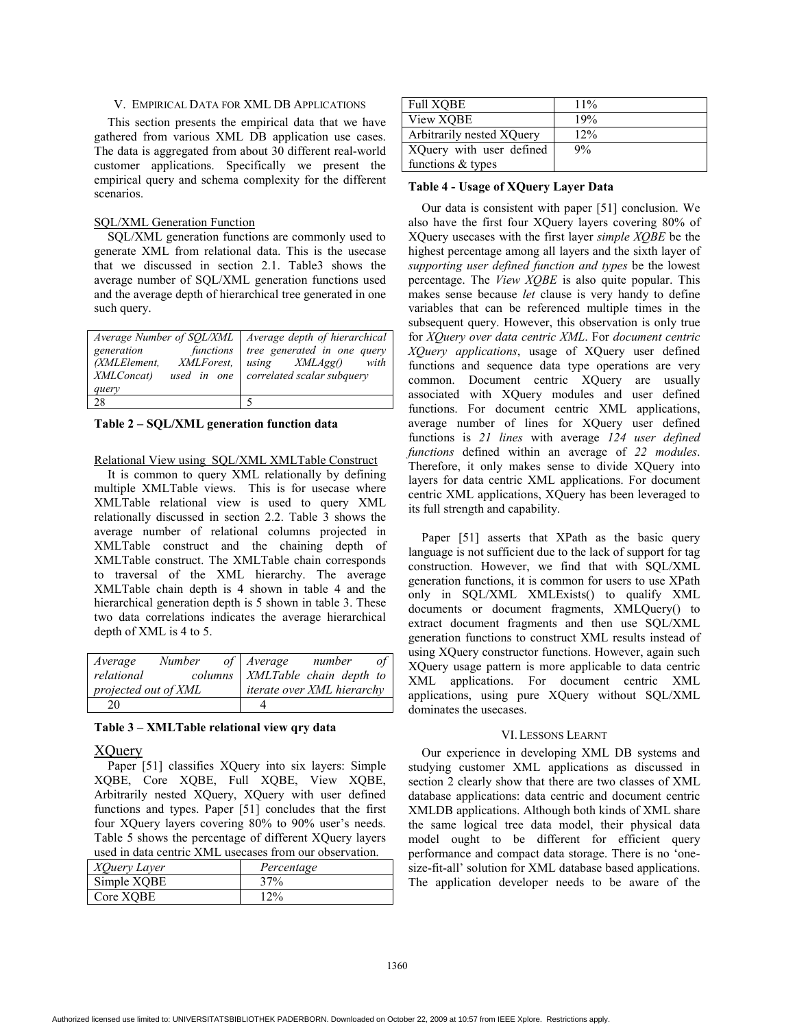## V. Empirical Data for XML DB Applications

This section presents the empirical data that we have gathered from various XML DB application use cases. The data is aggregated from about 30 different real-world customer applications. Specifically we present the empirical query and schema complexity for the different scenarios.

SQL/XML Generation Function

SQL/XML generation functions are commonly used to generate XML from relational data. This is the usecase that we discussed in section 2.1. Table3 shows the average number of SQL/XML generation functions used and the average depth of hierarchical tree generated in one such query.

| *Average Number of SQL/XML generation functions (XMLElement, XMLForest, XMLConcat) used in one query* | *Average depth of hierarchical tree generated in one query using XMLAgg() with correlated scalar subquery* |
|---|---|
| 28 | 5 |

**Table 2 – SQL/XML generation function data**

Relational View using SQL/XML XMLTable Construct

It is common to query XML relationally by defining multiple XMLTable views. This is for usecase where XMLTable relational view is used to query XML relationally discussed in section 2.2. Table 3 shows the average number of relational columns projected in XMLTable construct and the chaining depth of XMLTable construct. The XMLTable chain corresponds to traversal of the XML hierarchy. The average XMLTable chain depth is 4 shown in table 4 and the hierarchical generation depth is 5 shown in table 3. These two data correlations indicates the average hierarchical depth of XML is 4 to 5.

| *Average Number of relational columns projected out of XML* | *Average number of XMLTable chain depth to iterate over XML hierarchy* |
|---|---|
| 20 | 4 |

**Table 3 – XMLTable relational view qry data**

XQuery

Paper [51] classifies XQuery into six layers: Simple XQBE, Core XQBE, Full XQBE, View XQBE, Arbitrarily nested XQuery, XQuery with user defined functions and types. Paper [51] concludes that the first four XQuery layers covering 80% to 90% user's needs. Table 5 shows the percentage of different XQuery layers used in data centric XML usecases from our observation.

| *XQuery Layer* | *Percentage* |
|---|---|
| Simple XQBE | 37% |
| Core XQBE | 12% |
| Full XQBE | 11% |
| View XQBE | 19% |
| Arbitrarily nested XQuery | 12% |
| XQuery with user defined functions & types | 9% |

**Table 4 - Usage of XQuery Layer Data**

Our data is consistent with paper [51] conclusion. We also have the first four XQuery layers covering 80% of XQuery usecases with the first layer *simple XQBE* be the highest percentage among all layers and the sixth layer of *supporting user defined function and types* be the lowest percentage. The *View XQBE* is also quite popular. This makes sense because *let* clause is very handy to define variables that can be referenced multiple times in the subsequent query. However, this observation is only true for *XQuery over data centric XML*. For *document centric XQuery applications*, usage of XQuery user defined functions and sequence data type operations are very common. Document centric XQuery are usually associated with XQuery modules and user defined functions. For document centric XML applications, average number of lines for XQuery user defined functions is *21 lines* with average *124 user defined functions* defined within an average of *22 modules*. Therefore, it only makes sense to divide XQuery into layers for data centric XML applications. For document centric XML applications, XQuery has been leveraged to its full strength and capability.

Paper [51] asserts that XPath as the basic query language is not sufficient due to the lack of support for tag construction. However, we find that with SQL/XML generation functions, it is common for users to use XPath only in SQL/XML XMLExists() to qualify XML documents or document fragments, XMLQuery() to extract document fragments and then use SQL/XML generation functions to construct XML results instead of using XQuery constructor functions. However, again such XQuery usage pattern is more applicable to data centric XML applications. For document centric XML applications, using pure XQuery without SQL/XML dominates the usecases.

## VI. Lessons Learnt

Our experience in developing XML DB systems and studying customer XML applications as discussed in section 2 clearly show that there are two classes of XML database applications: data centric and document centric XMLDB applications. Although both kinds of XML share the same logical tree data model, their physical data model ought to be different for efficient query performance and compact data storage. There is no 'one-size-fit-all' solution for XML database based applications. The application developer needs to be aware of the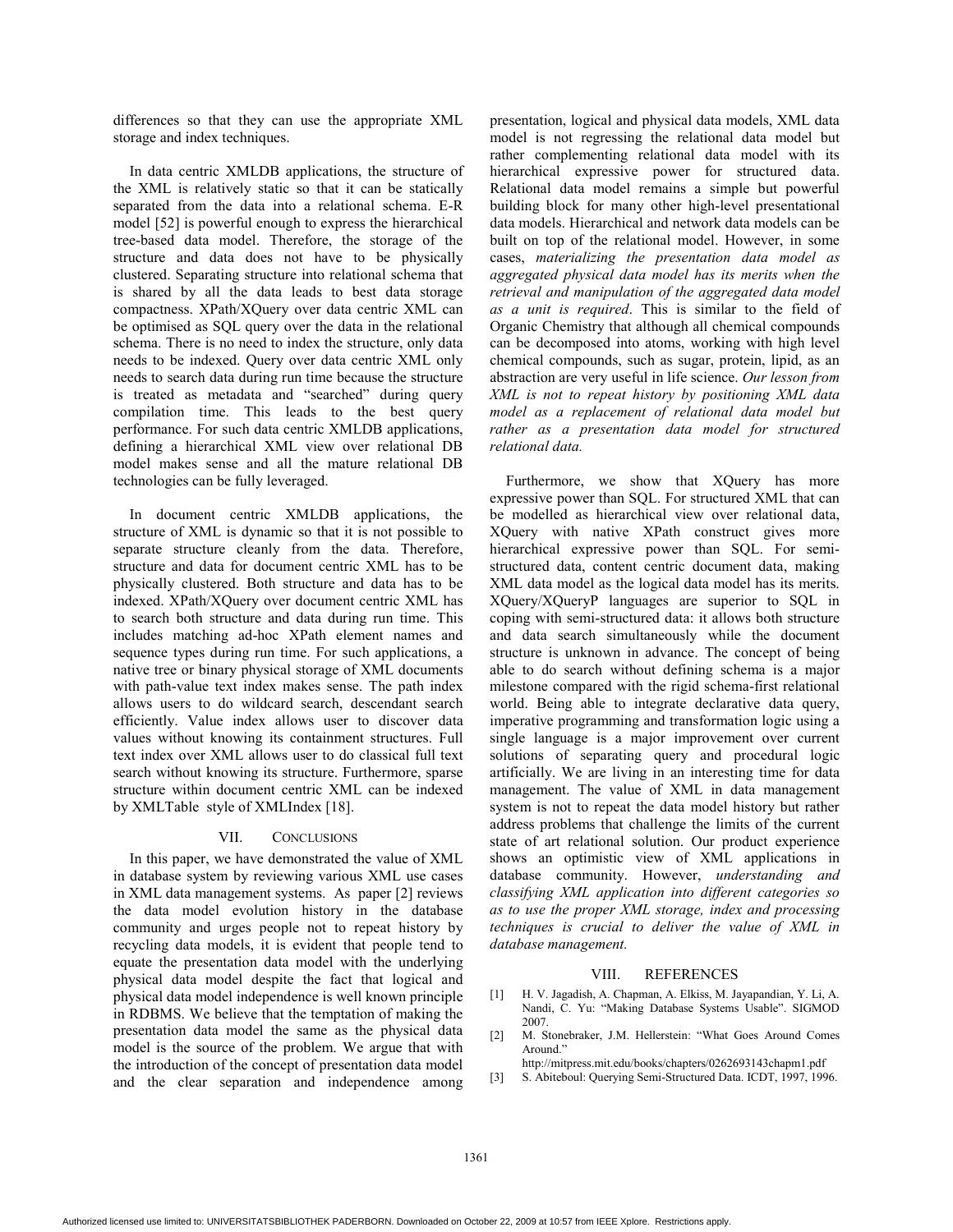differences so that they can use the appropriate XML storage and index techniques.

In data centric XMLDB applications, the structure of the XML is relatively static so that it can be statically separated from the data into a relational schema. E-R model [52] is powerful enough to express the hierarchical tree-based data model. Therefore, the storage of the structure and data does not have to be physically clustered. Separating structure into relational schema that is shared by all the data leads to best data storage compactness. XPath/XQuery over data centric XML can be optimised as SQL query over the data in the relational schema. There is no need to index the structure, only data needs to be indexed. Query over data centric XML only needs to search data during run time because the structure is treated as metadata and "searched" during query compilation time. This leads to the best query performance. For such data centric XMLDB applications, defining a hierarchical XML view over relational DB model makes sense and all the mature relational DB technologies can be fully leveraged.

In document centric XMLDB applications, the structure of XML is dynamic so that it is not possible to separate structure cleanly from the data. Therefore, structure and data for document centric XML has to be physically clustered. Both structure and data has to be indexed. XPath/XQuery over document centric XML has to search both structure and data during run time. This includes matching ad-hoc XPath element names and sequence types during run time. For such applications, a native tree or binary physical storage of XML documents with path-value text index makes sense. The path index allows users to do wildcard search, descendant search efficiently. Value index allows user to discover data values without knowing its containment structures. Full text index over XML allows user to do classical full text search without knowing its structure. Furthermore, sparse structure within document centric XML can be indexed by XMLTable style of XMLIndex [18].

## VII. Conclusions

In this paper, we have demonstrated the value of XML in database system by reviewing various XML use cases in XML data management systems. As paper [2] reviews the data model evolution history in the database community and urges people not to repeat history by recycling data models, it is evident that people tend to equate the presentation data model with the underlying physical data model despite the fact that logical and physical data model independence is well known principle in RDBMS. We believe that the temptation of making the presentation data model the same as the physical data model is the source of the problem. We argue that with the introduction of the concept of presentation data model and the clear separation and independence among presentation, logical and physical data models, XML data model is not regressing the relational data model but rather complementing relational data model with its hierarchical expressive power for structured data. Relational data model remains a simple but powerful building block for many other high-level presentational data models. Hierarchical and network data models can be built on top of the relational model. However, in some cases, *materializing the presentation data model as aggregated physical data model has its merits when the retrieval and manipulation of the aggregated data model as a unit is required*. This is similar to the field of Organic Chemistry that although all chemical compounds can be decomposed into atoms, working with high level chemical compounds, such as sugar, protein, lipid, as an abstraction are very useful in life science. *Our lesson from XML is not to repeat history by positioning XML data model as a replacement of relational data model but rather as a presentation data model for structured relational data.*

Furthermore, we show that XQuery has more expressive power than SQL. For structured XML that can be modelled as hierarchical view over relational data, XQuery with native XPath construct gives more hierarchical expressive power than SQL. For semi-structured data, content centric document data, making XML data model as the logical data model has its merits. XQuery/XQueryP languages are superior to SQL in coping with semi-structured data: it allows both structure and data search simultaneously while the document structure is unknown in advance. The concept of being able to do search without defining schema is a major milestone compared with the rigid schema-first relational world. Being able to integrate declarative data query, imperative programming and transformation logic using a single language is a major improvement over current solutions of separating query and procedural logic artificially. We are living in an interesting time for data management. The value of XML in data management system is not to repeat the data model history but rather address problems that challenge the limits of the current state of art relational solution. Our product experience shows an optimistic view of XML applications in database community. However, *understanding and classifying XML application into different categories so as to use the proper XML storage, index and processing techniques is crucial to deliver the value of XML in database management.*

## VIII. References

[1] H. V. Jagadish, A. Chapman, A. Elkiss, M. Jayapandian, Y. Li, A. Nandi, C. Yu: "Making Database Systems Usable". SIGMOD 2007.

[2] M. Stonebraker, J.M. Hellerstein: "What Goes Around Comes Around." http://mitpress.mit.edu/books/chapters/0262693143chapm1.pdf

[3] S. Abiteboul: Querying Semi-Structured Data. ICDT, 1997, 1996.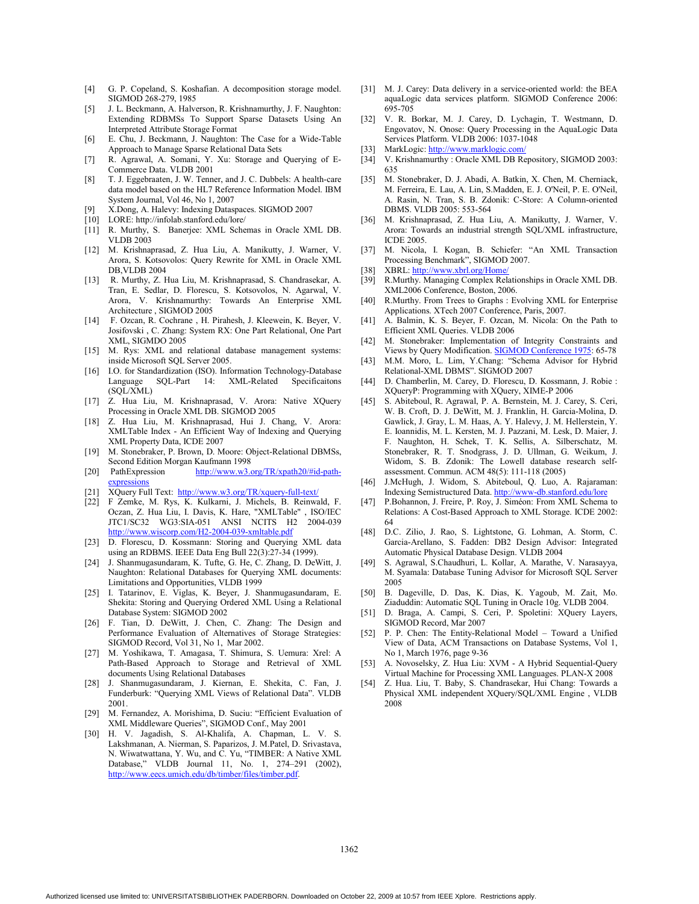[4] G. P. Copeland, S. Koshafian. A decomposition storage model. SIGMOD 268-279, 1985

[5] J. L. Beckmann, A. Halverson, R. Krishnamurthy, J. F. Naughton: Extending RDBMSs To Support Sparse Datasets Using An Interpreted Attribute Storage Format

[6] E. Chu, J. Beckmann, J. Naughton: The Case for a Wide-Table Approach to Manage Sparse Relational Data Sets

[7] R. Agrawal, A. Somani, Y. Xu: Storage and Querying of E-Commerce Data. VLDB 2001

[8] T. J. Eggebraaten, J. W. Tenner, and J. C. Dubbels: A health-care data model based on the HL7 Reference Information Model. IBM System Journal, Vol 46, No 1, 2007

[9] X.Dong, A. Halevy: Indexing Dataspaces. SIGMOD 2007

[10] LORE: http://infolab.stanford.edu/lore/

[11] R. Murthy, S. Banerjee: XML Schemas in Oracle XML DB. VLDB 2003

[12] M. Krishnaprasad, Z. Hua Liu, A. Manikutty, J. Warner, V. Arora, S. Kotsovolos: Query Rewrite for XML in Oracle XML DB,VLDB 2004

[13] R. Murthy, Z. Hua Liu, M. Krishnaprasad, S. Chandrasekar, A. Tran, E. Sedlar, D. Florescu, S. Kotsovolos, N. Agarwal, V. Arora, V. Krishnamurthy: Towards An Enterprise XML Architecture , SIGMOD 2005

[14] F. Ozcan, R. Cochrane , H. Pirahesh, J. Kleewein, K. Beyer, V. Josifovski , C. Zhang: System RX: One Part Relational, One Part XML, SIGMDO 2005

[15] M. Rys: XML and relational database management systems: inside Microsoft SQL Server 2005.

[16] I.O. for Standardization (ISO). Information Technology-Database Language SQL-Part 14: XML-Related Specificaitons (SQL/XML)

[17] Z. Hua Liu, M. Krishnaprasad, V. Arora: Native XQuery Processing in Oracle XML DB. SIGMOD 2005

[18] Z. Hua Liu, M. Krishnaprasad, Hui J. Chang, V. Arora: XMLTable Index - An Efficient Way of Indexing and Querying XML Property Data, ICDE 2007

[19] M. Stonebraker, P. Brown, D. Moore: Object-Relational DBMSs, Second Edition Morgan Kaufmann 1998

[20] PathExpression http://www.w3.org/TR/xpath20/#id-path-expressions

[21] XQuery Full Text: http://www.w3.org/TR/xquery-full-text/

[22] F Zemke, M. Rys, K. Kulkarni, J. Michels, B. Reinwald, F. Oczan, Z. Hua Liu, I. Davis, K. Hare, "XMLTable" , ISO/IEC JTC1/SC32 WG3:SIA-051 ANSI NCITS H2 2004-039 http://www.wiscorp.com/H2-2004-039-xmltable.pdf

[23] D. Florescu, D. Kossmann: Storing and Querying XML data using an RDBMS. IEEE Data Eng Bull 22(3):27-34 (1999).

[24] J. Shanmugasundaram, K. Tufte, G. He, C. Zhang, D. DeWitt, J. Naughton: Relational Databases for Querying XML documents: Limitations and Opportunities, VLDB 1999

[25] I. Tatarinov, E. Viglas, K. Beyer, J. Shanmugasundaram, E. Shekita: Storing and Querying Ordered XML Using a Relational Database System: SIGMOD 2002

[26] F. Tian, D. DeWitt, J. Chen, C. Zhang: The Design and Performance Evaluation of Alternatives of Storage Strategies: SIGMOD Record, Vol 31, No 1, Mar 2002.

[27] M. Yoshikawa, T. Amagasa, T. Shimura, S. Uemura: Xrel: A Path-Based Approach to Storage and Retrieval of XML documents Using Relational Databases

[28] J. Shanmugasundaram, J. Kiernan, E. Shekita, C. Fan, J. Funderburk: "Querying XML Views of Relational Data". VLDB 2001.

[29] M. Fernandez, A. Morishima, D. Suciu: "Efficient Evaluation of XML Middleware Queries", SIGMOD Conf., May 2001

[30] H. V. Jagadish, S. Al-Khalifa, A. Chapman, L. V. S. Lakshmanan, A. Nierman, S. Paparizos, J. M.Patel, D. Srivastava, N. Wiwatwattana, Y. Wu, and C. Yu, "TIMBER: A Native XML Database," VLDB Journal 11, No. 1, 274–291 (2002), http://www.eecs.umich.edu/db/timber/files/timber.pdf.

[31] M. J. Carey: Data delivery in a service-oriented world: the BEA aquaLogic data services platform. SIGMOD Conference 2006: 695-705

[32] V. R. Borkar, M. J. Carey, D. Lychagin, T. Westmann, D. Engovatov, N. Onose: Query Processing in the AquaLogic Data Services Platform. VLDB 2006: 1037-1048

[33] MarkLogic: http://www.marklogic.com/

[34] V. Krishnamurthy : Oracle XML DB Repository, SIGMOD 2003: 635

[35] M. Stonebraker, D. J. Abadi, A. Batkin, X. Chen, M. Cherniack, M. Ferreira, E. Lau, A. Lin, S.Madden, E. J. O'Neil, P. E. O'Neil, A. Rasin, N. Tran, S. B. Zdonik: C-Store: A Column-oriented DBMS. VLDB 2005: 553-564

[36] M. Krishnaprasad, Z. Hua Liu, A. Manikutty, J. Warner, V. Arora: Towards an industrial strength SQL/XML infrastructure, ICDE 2005.

[37] M. Nicola, I. Kogan, B. Schiefer: "An XML Transaction Processing Benchmark", SIGMOD 2007.

[38] XBRL: http://www.xbrl.org/Home/

[39] R.Murthy. Managing Complex Relationships in Oracle XML DB. XML2006 Conference, Boston, 2006.

[40] R.Murthy. From Trees to Graphs : Evolving XML for Enterprise Applications. XTech 2007 Conference, Paris, 2007.

[41] A. Balmin, K. S. Beyer, F. Ozcan, M. Nicola: On the Path to Efficient XML Queries. VLDB 2006

[42] M. Stonebraker: Implementation of Integrity Constraints and Views by Query Modification. SIGMOD Conference 1975: 65-78

[43] M.M. Moro, L. Lim, Y.Chang: "Schema Advisor for Hybrid Relational-XML DBMS". SIGMOD 2007

[44] D. Chamberlin, M. Carey, D. Florescu, D. Kossmann, J. Robie : XQueryP: Programming with XQuery, XIME-P 2006

[45] S. Abiteboul, R. Agrawal, P. A. Bernstein, M. J. Carey, S. Ceri, W. B. Croft, D. J. DeWitt, M. J. Franklin, H. Garcia-Molina, D. Gawlick, J. Gray, L. M. Haas, A. Y. Halevy, J. M. Hellerstein, Y. E. Ioannidis, M. L. Kersten, M. J. Pazzani, M. Lesk, D. Maier, J. F. Naughton, H. Schek, T. K. Sellis, A. Silberschatz, M. Stonebraker, R. T. Snodgrass, J. D. Ullman, G. Weikum, J. Widom, S. B. Zdonik: The Lowell database research self-assessment. Commun. ACM 48(5): 111-118 (2005)

[46] J.McHugh, J. Widom, S. Abiteboul, Q. Luo, A. Rajaraman: Indexing Semistructured Data. http://www-db.stanford.edu/lore

[47] P.Bohannon, J. Freire, P. Roy, J. Siméon: From XML Schema to Relations: A Cost-Based Approach to XML Storage. ICDE 2002: 64

[48] D.C. Zilio, J. Rao, S. Lightstone, G. Lohman, A. Storm, C. Garcia-Arellano, S. Fadden: DB2 Design Advisor: Integrated Automatic Physical Database Design. VLDB 2004

[49] S. Agrawal, S.Chaudhuri, L. Kollar, A. Marathe, V. Narasayya, M. Syamala: Database Tuning Advisor for Microsoft SQL Server 2005

[50] B. Dageville, D. Das, K. Dias, K. Yagoub, M. Zait, Mo. Ziaduddin: Automatic SQL Tuning in Oracle 10g. VLDB 2004.

[51] D. Braga, A. Campi, S. Ceri, P. Spoletini: XQuery Layers, SIGMOD Record, Mar 2007

[52] P. P. Chen: The Entity-Relational Model – Toward a Unified View of Data, ACM Transactions on Database Systems, Vol 1, No 1, March 1976, page 9-36

[53] A. Novoselsky, Z. Hua Liu: XVM - A Hybrid Sequential-Query Virtual Machine for Processing XML Languages. PLAN-X 2008

[54] Z. Hua. Liu, T. Baby, S. Chandrasekar, Hui Chang: Towards a Physical XML independent XQuery/SQL/XML Engine , VLDB 2008